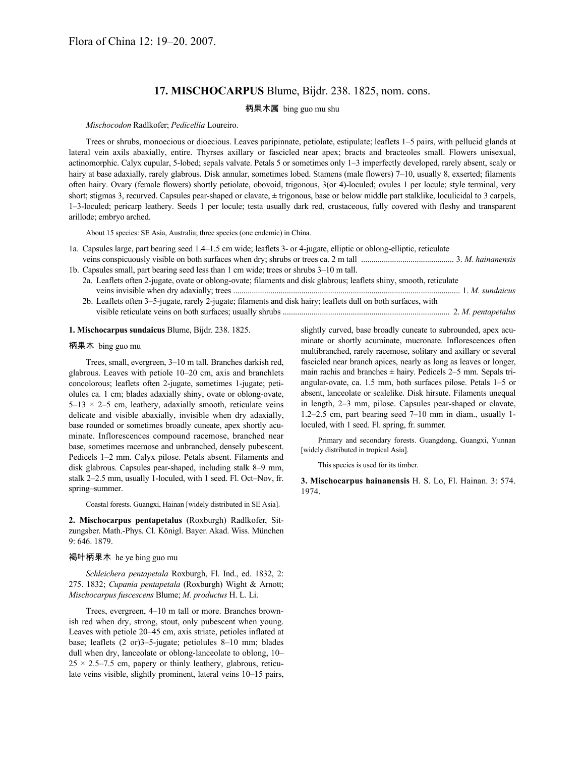Flora of China 12: 19–20. 2007.

## 17. MISCHOCARPUS Blume, Bijdr. 238. 1825, nom. cons.

柄果木属 bing guo mu shu

*Mischocodon* Radlkofer; *Pedicellia* Loureiro.

Trees or shrubs, monoecious or dioecious. Leaves paripinnate, petiolate, estipulate; leaflets 1–5 pairs, with pellucid glands at lateral vein axils abaxially, entire. Thyrses axillary or fascicled near apex; bracts and bracteoles small. Flowers unisexual, actinomorphic. Calyx cupular, 5-lobed; sepals valvate. Petals 5 or sometimes only 1–3 imperfectly developed, rarely absent, scaly or hairy at base adaxially, rarely glabrous. Disk annular, sometimes lobed. Stamens (male flowers) 7–10, usually 8, exserted; filaments often hairy. Ovary (female flowers) shortly petiolate, obovoid, trigonous, 3(or 4)-loculed; ovules 1 per locule; style terminal, very short; stigmas 3, recurved. Capsules pear-shaped or clavate, ± trigonous, base or below middle part stalklike, loculicidal to 3 carpels, 1–3-loculed; pericarp leathery. Seeds 1 per locule; testa usually dark red, crustaceous, fully covered with fleshy and transparent arillode; embryo arched.

About 15 species: SE Asia, Australia; three species (one endemic) in China.

1a. Capsules large, part bearing seed 1.4–1.5 cm wide; leaflets 3- or 4-jugate, elliptic or oblong-elliptic, reticulate veins conspicuously visible on both surfaces when dry; shrubs or trees ca. 2 m tall ............................................ 3. *M. hainanensis*
1b. Capsules small, part bearing seed less than 1 cm wide; trees or shrubs 3–10 m tall.
 2a. Leaflets often 2-jugate, ovate or oblong-ovate; filaments and disk glabrous; leaflets shiny, smooth, reticulate veins invisible when dry adaxially; trees ............................................................................................................ 1. *M. sundaicus*
 2b. Leaflets often 3–5-jugate, rarely 2-jugate; filaments and disk hairy; leaflets dull on both surfaces, with visible reticulate veins on both surfaces; usually shrubs ................................................................................ 2. *M. pentapetalus*

**1. Mischocarpus sundaicus** Blume, Bijdr. 238. 1825.

柄果木 bing guo mu

Trees, small, evergreen, 3–10 m tall. Branches darkish red, glabrous. Leaves with petiole 10–20 cm, axis and branchlets concolorous; leaflets often 2-jugate, sometimes 1-jugate; petiolules ca. 1 cm; blades adaxially shiny, ovate or oblong-ovate, 5–13 × 2–5 cm, leathery, adaxially smooth, reticulate veins delicate and visible abaxially, invisible when dry adaxially, base rounded or sometimes broadly cuneate, apex shortly acuminate. Inflorescences compound racemose, branched near base, sometimes racemose and unbranched, densely pubescent. Pedicels 1–2 mm. Calyx pilose. Petals absent. Filaments and disk glabrous. Capsules pear-shaped, including stalk 8–9 mm, stalk 2–2.5 mm, usually 1-loculed, with 1 seed. Fl. Oct–Nov, fr. spring–summer.

Coastal forests. Guangxi, Hainan [widely distributed in SE Asia].

**2. Mischocarpus pentapetalus** (Roxburgh) Radlkofer, Sitzungsber. Math.-Phys. Cl. Königl. Bayer. Akad. Wiss. München 9: 646. 1879.

褐叶柄果木 he ye bing guo mu

*Schleichera pentapetala* Roxburgh, Fl. Ind., ed. 1832, 2: 275. 1832; *Cupania pentapetala* (Roxburgh) Wight & Arnott; *Mischocarpus fuscescens* Blume; *M. productus* H. L. Li.

Trees, evergreen, 4–10 m tall or more. Branches brownish red when dry, strong, stout, only pubescent when young. Leaves with petiole 20–45 cm, axis striate, petioles inflated at base; leaflets (2 or)3–5-jugate; petiolules 8–10 mm; blades dull when dry, lanceolate or oblong-lanceolate to oblong, 10–25 × 2.5–7.5 cm, papery or thinly leathery, glabrous, reticulate veins visible, slightly prominent, lateral veins 10–15 pairs, slightly curved, base broadly cuneate to subrounded, apex acuminate or shortly acuminate, mucronate. Inflorescences often multibranched, rarely racemose, solitary and axillary or several fascicled near branch apices, nearly as long as leaves or longer, main rachis and branches ± hairy. Pedicels 2–5 mm. Sepals triangular-ovate, ca. 1.5 mm, both surfaces pilose. Petals 1–5 or absent, lanceolate or scalelike. Disk hirsute. Filaments unequal in length, 2–3 mm, pilose. Capsules pear-shaped or clavate, 1.2–2.5 cm, part bearing seed 7–10 mm in diam., usually 1-loculed, with 1 seed. Fl. spring, fr. summer.

Primary and secondary forests. Guangdong, Guangxi, Yunnan [widely distributed in tropical Asia].

This species is used for its timber.

**3. Mischocarpus hainanensis** H. S. Lo, Fl. Hainan. 3: 574. 1974.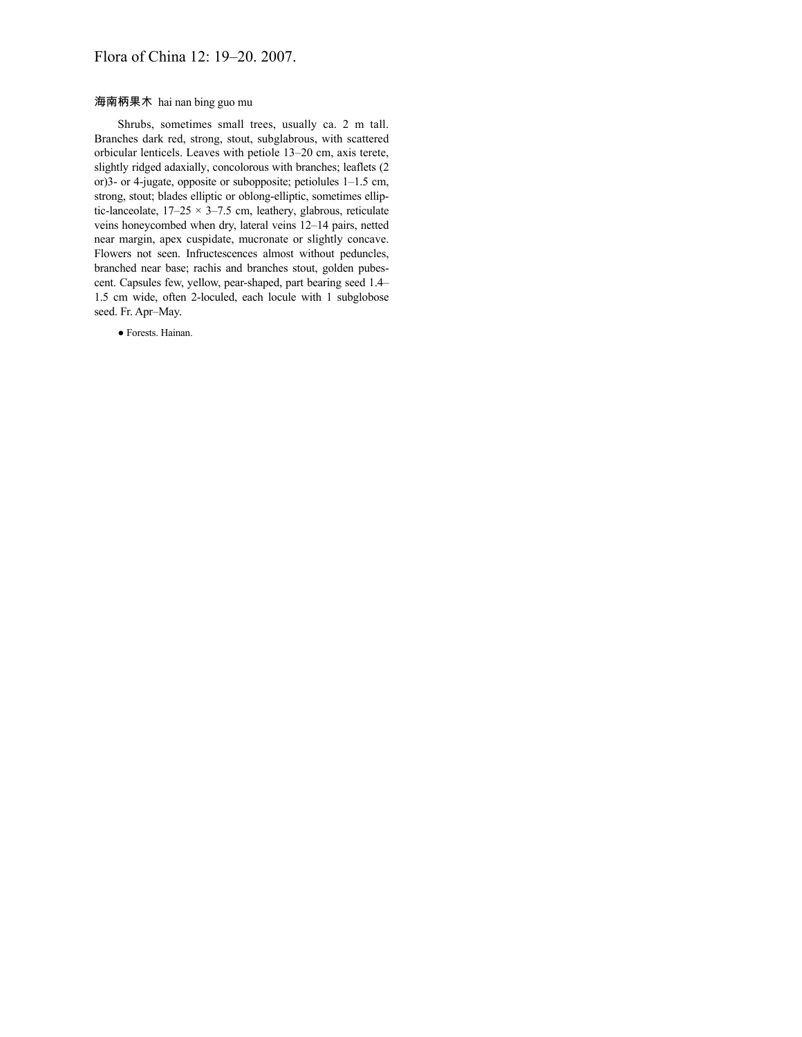Flora of China 12: 19–20. 2007.

海南柄果木 hai nan bing guo mu

Shrubs, sometimes small trees, usually ca. 2 m tall. Branches dark red, strong, stout, subglabrous, with scattered orbicular lenticels. Leaves with petiole 13–20 cm, axis terete, slightly ridged adaxially, concolorous with branches; leaflets (2 or)3- or 4-jugate, opposite or subopposite; petiolules 1–1.5 cm, strong, stout; blades elliptic or oblong-elliptic, sometimes elliptic-lanceolate, 17–25 × 3–7.5 cm, leathery, glabrous, reticulate veins honeycombed when dry, lateral veins 12–14 pairs, netted near margin, apex cuspidate, mucronate or slightly concave. Flowers not seen. Infructescences almost without peduncles, branched near base; rachis and branches stout, golden pubescent. Capsules few, yellow, pear-shaped, part bearing seed 1.4–1.5 cm wide, often 2-loculed, each locule with 1 subglobose seed. Fr. Apr–May.

● Forests. Hainan.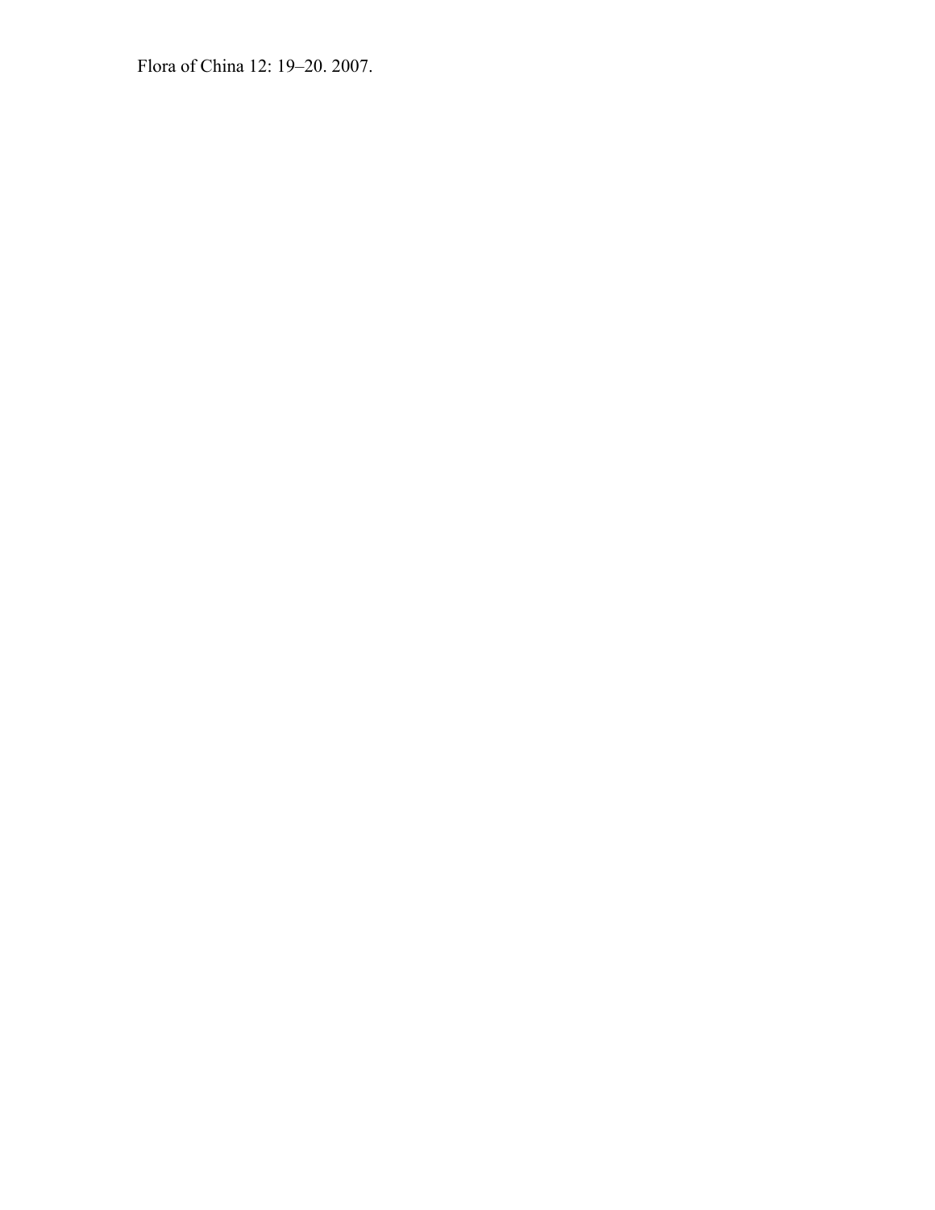Flora of China 12: 19–20. 2007.